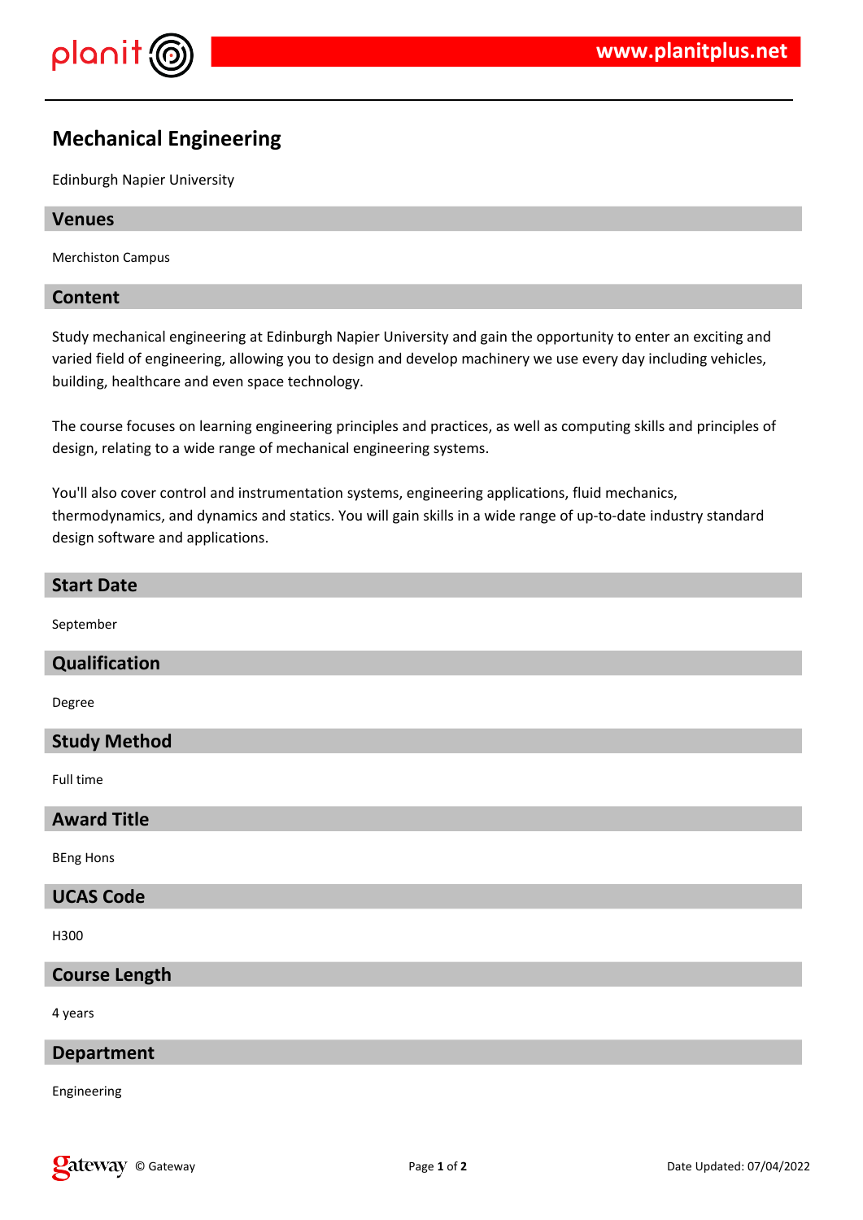# Mechanical Engineering

Edinburgh Napier University

## Venues

Merchiston Campus

## Content

Study mechanical engineering at Edinburgh Napier University and gain the opportunity to enter an exciting and varied field of engineering, allowing you to design and develop machinery we use every day including vehicles, building, healthcare and even space technology.

The course focuses on learning engineering principles and practices, as well as computing skills and principles of design, relating to a wide range of mechanical engineering systems.

You'll also cover control and instrumentation systems, engineering applications, fluid mechanics, thermodynamics, and dynamics and statics. You will gain skills in a wide range of up-to-date industry standard design software and applications.

## Start Date

September

## Qualification

Degree

## Study Method

Full time

## Award Title

BEng Hons

## UCAS Code

H300

## Course Length

4 years

## Department

Engineering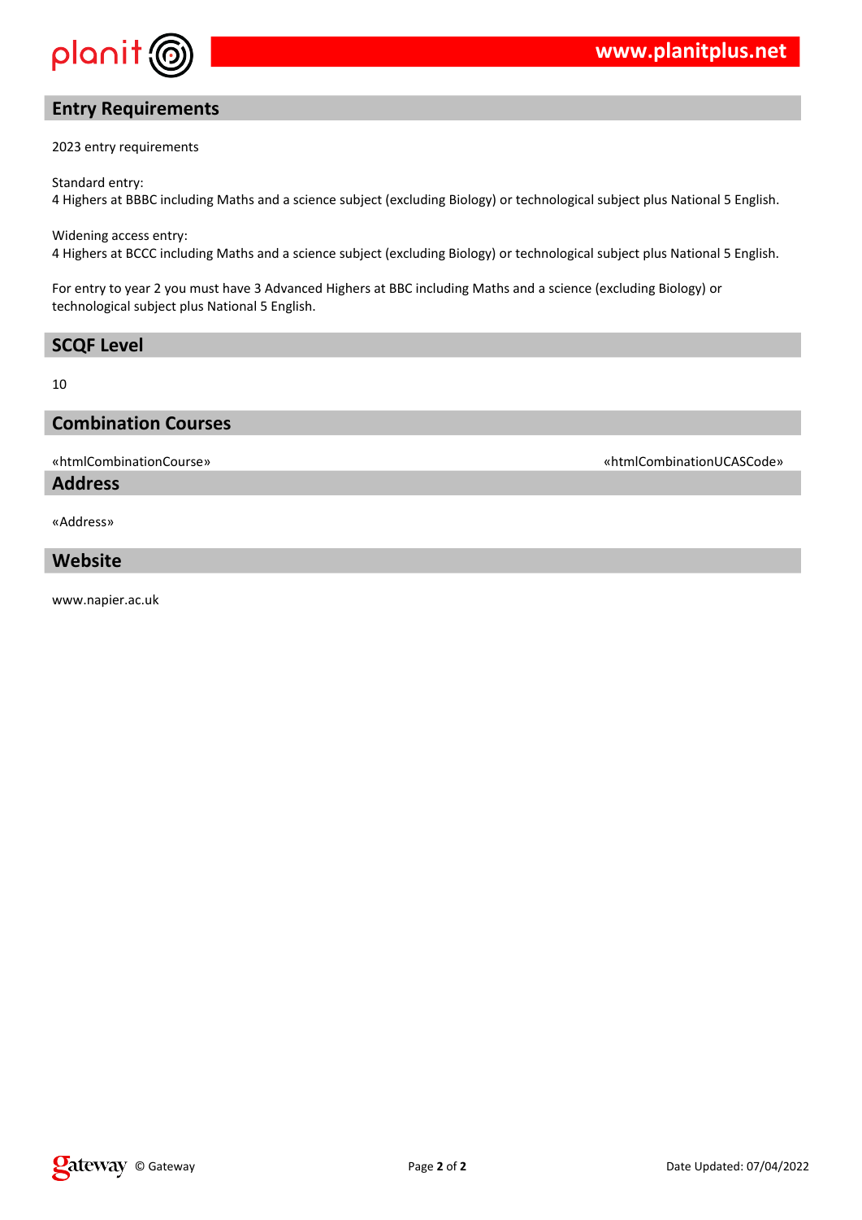## Entry Requirements

2023 entry requirements

Standard entry:
4 Highers at BBBC including Maths and a science subject (excluding Biology) or technological subject plus National 5 English.

Widening access entry:
4 Highers at BCCC including Maths and a science subject (excluding Biology) or technological subject plus National 5 English.

For entry to year 2 you must have 3 Advanced Highers at BBC including Maths and a science (excluding Biology) or technological subject plus National 5 English.

## SCQF Level

10

## Combination Courses

«htmlCombinationCourse» «htmlCombinationUCASCode»

## Address

«Address»

## Website

www.napier.ac.uk